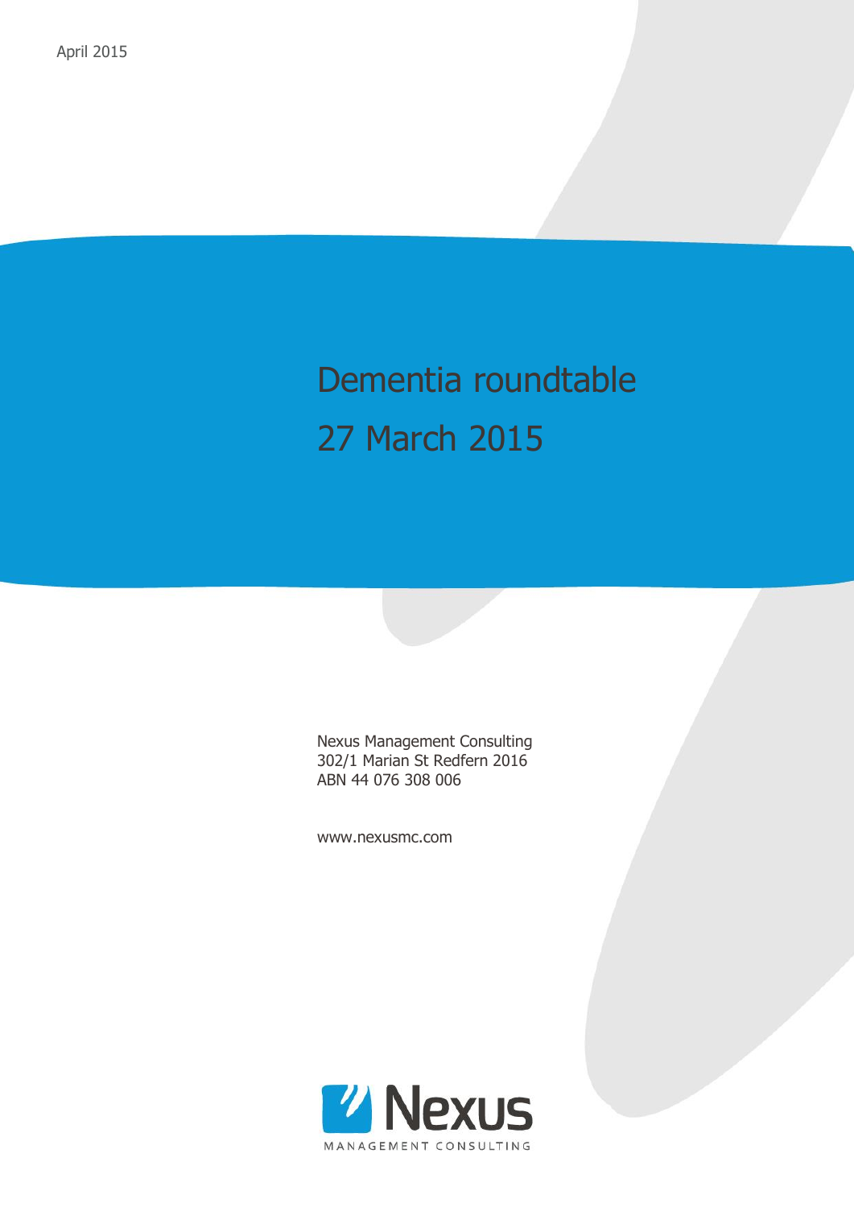April 2015

# Dementia roundtable

# 27 March 2015

Nexus Management Consulting
302/1 Marian St Redfern 2016
ABN 44 076 308 006

www.nexusmc.com

Nexus
MANAGEMENT CONSULTING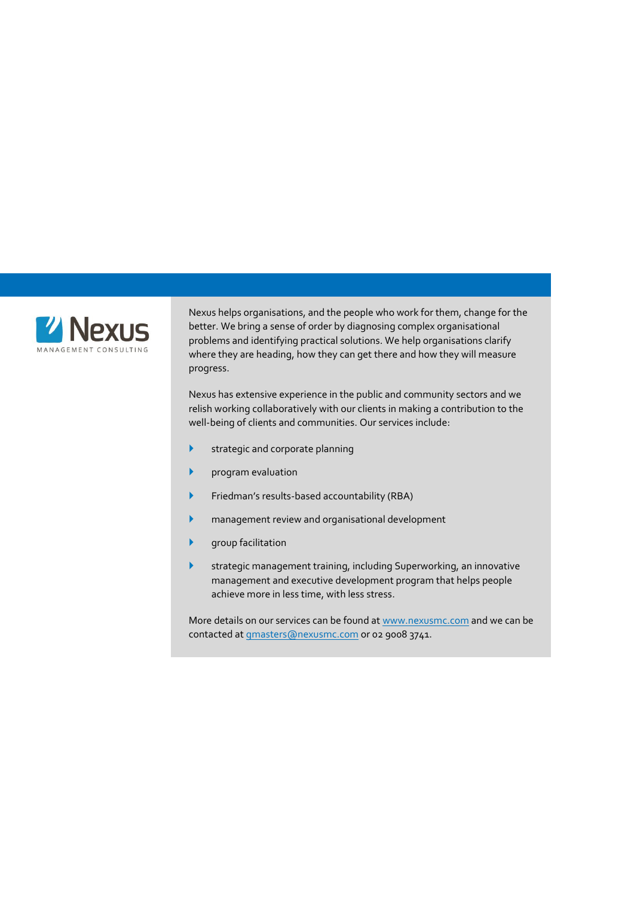Nexus
MANAGEMENT CONSULTING

Nexus helps organisations, and the people who work for them, change for the better. We bring a sense of order by diagnosing complex organisational problems and identifying practical solutions. We help organisations clarify where they are heading, how they can get there and how they will measure progress.

Nexus has extensive experience in the public and community sectors and we relish working collaboratively with our clients in making a contribution to the well-being of clients and communities. Our services include:

- strategic and corporate planning
- program evaluation
- Friedman's results-based accountability (RBA)
- management review and organisational development
- group facilitation
- strategic management training, including Superworking, an innovative management and executive development program that helps people achieve more in less time, with less stress.

More details on our services can be found at www.nexusmc.com and we can be contacted at gmasters@nexusmc.com or 02 9008 3741.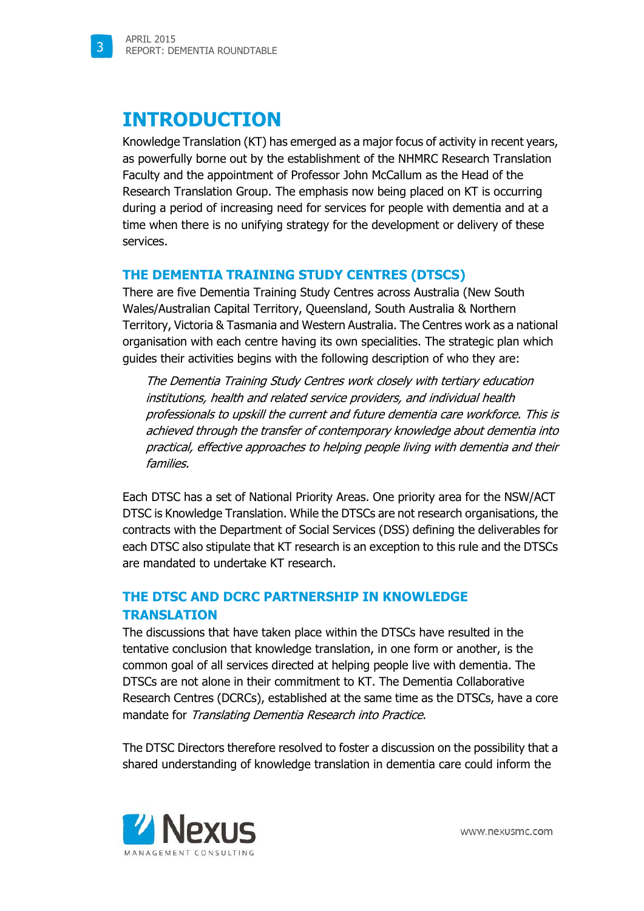# INTRODUCTION

Knowledge Translation (KT) has emerged as a major focus of activity in recent years, as powerfully borne out by the establishment of the NHMRC Research Translation Faculty and the appointment of Professor John McCallum as the Head of the Research Translation Group. The emphasis now being placed on KT is occurring during a period of increasing need for services for people with dementia and at a time when there is no unifying strategy for the development or delivery of these services.

## THE DEMENTIA TRAINING STUDY CENTRES (DTSCS)

There are five Dementia Training Study Centres across Australia (New South Wales/Australian Capital Territory, Queensland, South Australia & Northern Territory, Victoria & Tasmania and Western Australia. The Centres work as a national organisation with each centre having its own specialities. The strategic plan which guides their activities begins with the following description of who they are:

> *The Dementia Training Study Centres work closely with tertiary education institutions, health and related service providers, and individual health professionals to upskill the current and future dementia care workforce. This is achieved through the transfer of contemporary knowledge about dementia into practical, effective approaches to helping people living with dementia and their families.*

Each DTSC has a set of National Priority Areas. One priority area for the NSW/ACT DTSC is Knowledge Translation. While the DTSCs are not research organisations, the contracts with the Department of Social Services (DSS) defining the deliverables for each DTSC also stipulate that KT research is an exception to this rule and the DTSCs are mandated to undertake KT research.

## THE DTSC AND DCRC PARTNERSHIP IN KNOWLEDGE TRANSLATION

The discussions that have taken place within the DTSCs have resulted in the tentative conclusion that knowledge translation, in one form or another, is the common goal of all services directed at helping people live with dementia. The DTSCs are not alone in their commitment to KT. The Dementia Collaborative Research Centres (DCRCs), established at the same time as the DTSCs, have a core mandate for *Translating Dementia Research into Practice*.

The DTSC Directors therefore resolved to foster a discussion on the possibility that a shared understanding of knowledge translation in dementia care could inform the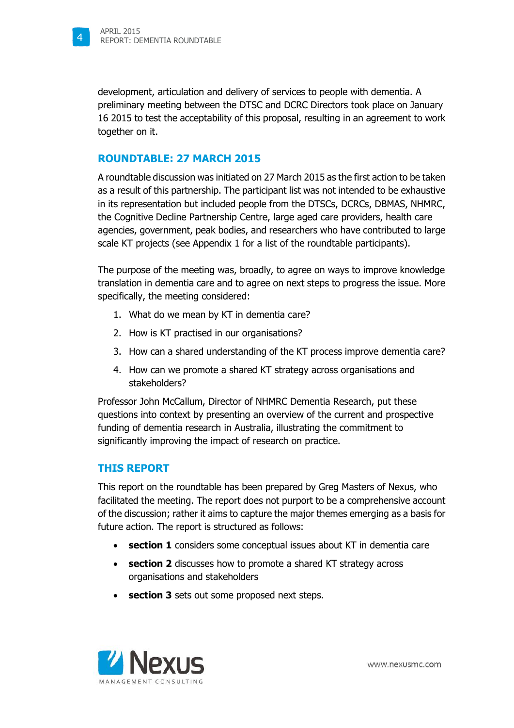development, articulation and delivery of services to people with dementia. A preliminary meeting between the DTSC and DCRC Directors took place on January 16 2015 to test the acceptability of this proposal, resulting in an agreement to work together on it.

## ROUNDTABLE: 27 MARCH 2015

A roundtable discussion was initiated on 27 March 2015 as the first action to be taken as a result of this partnership. The participant list was not intended to be exhaustive in its representation but included people from the DTSCs, DCRCs, DBMAS, NHMRC, the Cognitive Decline Partnership Centre, large aged care providers, health care agencies, government, peak bodies, and researchers who have contributed to large scale KT projects (see Appendix 1 for a list of the roundtable participants).

The purpose of the meeting was, broadly, to agree on ways to improve knowledge translation in dementia care and to agree on next steps to progress the issue. More specifically, the meeting considered:

1. What do we mean by KT in dementia care?
2. How is KT practised in our organisations?
3. How can a shared understanding of the KT process improve dementia care?
4. How can we promote a shared KT strategy across organisations and stakeholders?

Professor John McCallum, Director of NHMRC Dementia Research, put these questions into context by presenting an overview of the current and prospective funding of dementia research in Australia, illustrating the commitment to significantly improving the impact of research on practice.

## THIS REPORT

This report on the roundtable has been prepared by Greg Masters of Nexus, who facilitated the meeting. The report does not purport to be a comprehensive account of the discussion; rather it aims to capture the major themes emerging as a basis for future action. The report is structured as follows:

- **section 1** considers some conceptual issues about KT in dementia care
- **section 2** discusses how to promote a shared KT strategy across organisations and stakeholders
- **section 3** sets out some proposed next steps.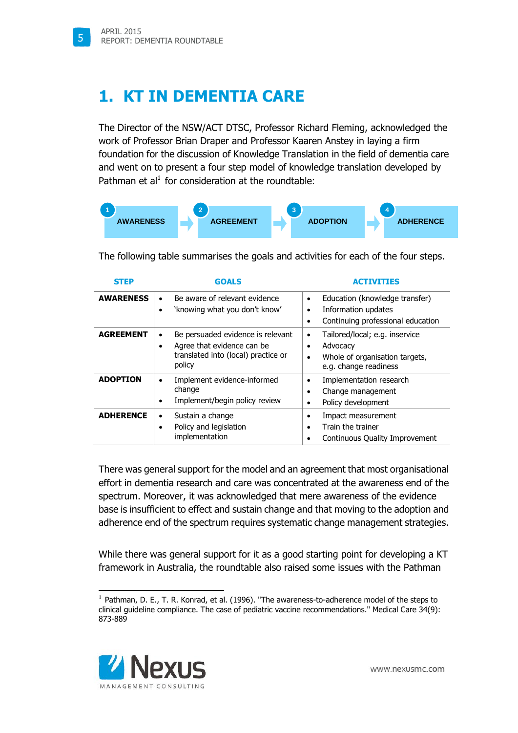# 1. KT IN DEMENTIA CARE

The Director of the NSW/ACT DTSC, Professor Richard Fleming, acknowledged the work of Professor Brian Draper and Professor Kaaren Anstey in laying a firm foundation for the discussion of Knowledge Translation in the field of dementia care and went on to present a four step model of knowledge translation developed by Pathman et al[1] for consideration at the roundtable:

1 AWARENESS → 2 AGREEMENT → 3 ADOPTION → 4 ADHERENCE

The following table summarises the goals and activities for each of the four steps.

| STEP | GOALS | ACTIVITIES |
|---|---|---|
| **AWARENESS** | • Be aware of relevant evidence<br>• 'knowing what you don't know' | • Education (knowledge transfer)<br>• Information updates<br>• Continuing professional education |
| **AGREEMENT** | • Be persuaded evidence is relevant<br>• Agree that evidence can be translated into (local) practice or policy | • Tailored/local; e.g. inservice<br>• Advocacy<br>• Whole of organisation targets, e.g. change readiness |
| **ADOPTION** | • Implement evidence-informed change<br>• Implement/begin policy review | • Implementation research<br>• Change management<br>• Policy development |
| **ADHERENCE** | • Sustain a change<br>• Policy and legislation implementation | • Impact measurement<br>• Train the trainer<br>• Continuous Quality Improvement |

There was general support for the model and an agreement that most organisational effort in dementia research and care was concentrated at the awareness end of the spectrum. Moreover, it was acknowledged that mere awareness of the evidence base is insufficient to effect and sustain change and that moving to the adoption and adherence end of the spectrum requires systematic change management strategies.

While there was general support for it as a good starting point for developing a KT framework in Australia, the roundtable also raised some issues with the Pathman

[1] Pathman, D. E., T. R. Konrad, et al. (1996). "The awareness-to-adherence model of the steps to clinical guideline compliance. The case of pediatric vaccine recommendations." Medical Care 34(9): 873-889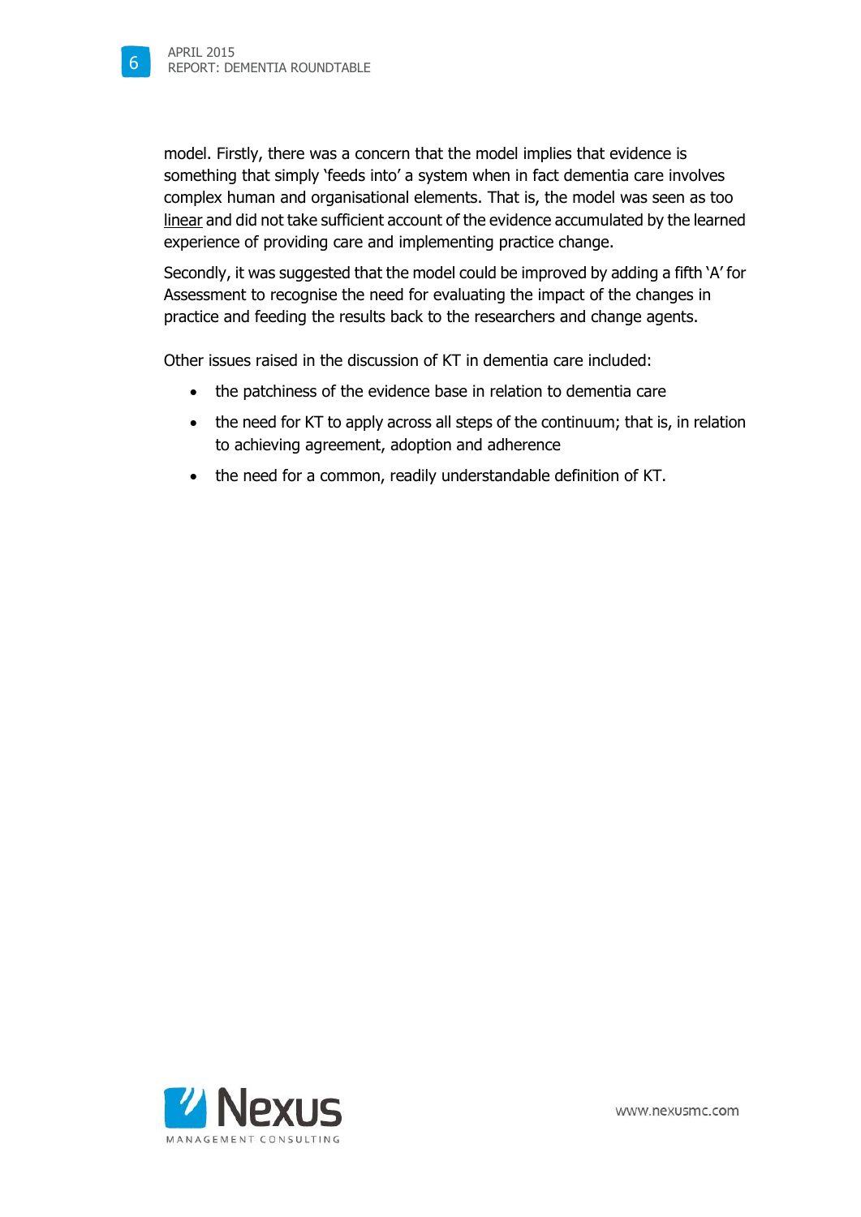model. Firstly, there was a concern that the model implies that evidence is something that simply 'feeds into' a system when in fact dementia care involves complex human and organisational elements. That is, the model was seen as too linear and did not take sufficient account of the evidence accumulated by the learned experience of providing care and implementing practice change.

Secondly, it was suggested that the model could be improved by adding a fifth 'A' for Assessment to recognise the need for evaluating the impact of the changes in practice and feeding the results back to the researchers and change agents.

Other issues raised in the discussion of KT in dementia care included:

- the patchiness of the evidence base in relation to dementia care
- the need for KT to apply across all steps of the continuum; that is, in relation to achieving agreement, adoption and adherence
- the need for a common, readily understandable definition of KT.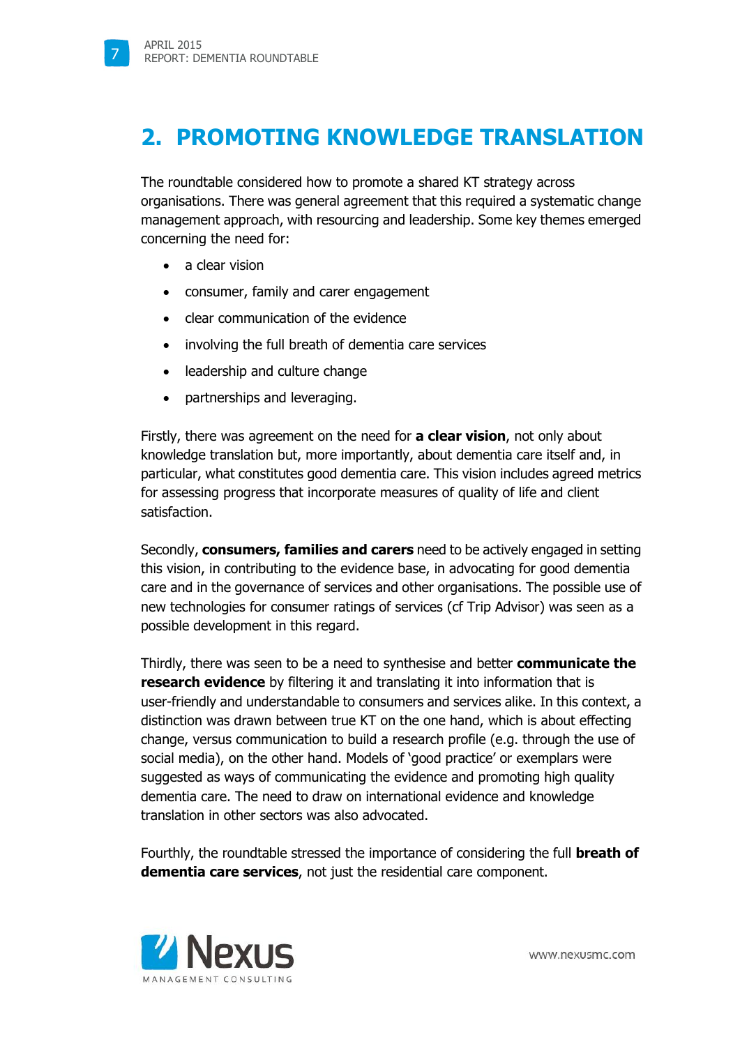# 2. PROMOTING KNOWLEDGE TRANSLATION

The roundtable considered how to promote a shared KT strategy across organisations. There was general agreement that this required a systematic change management approach, with resourcing and leadership. Some key themes emerged concerning the need for:

- a clear vision
- consumer, family and carer engagement
- clear communication of the evidence
- involving the full breath of dementia care services
- leadership and culture change
- partnerships and leveraging.

Firstly, there was agreement on the need for **a clear vision**, not only about knowledge translation but, more importantly, about dementia care itself and, in particular, what constitutes good dementia care. This vision includes agreed metrics for assessing progress that incorporate measures of quality of life and client satisfaction.

Secondly, **consumers, families and carers** need to be actively engaged in setting this vision, in contributing to the evidence base, in advocating for good dementia care and in the governance of services and other organisations. The possible use of new technologies for consumer ratings of services (cf Trip Advisor) was seen as a possible development in this regard.

Thirdly, there was seen to be a need to synthesise and better **communicate the research evidence** by filtering it and translating it into information that is user-friendly and understandable to consumers and services alike. In this context, a distinction was drawn between true KT on the one hand, which is about effecting change, versus communication to build a research profile (e.g. through the use of social media), on the other hand. Models of 'good practice' or exemplars were suggested as ways of communicating the evidence and promoting high quality dementia care. The need to draw on international evidence and knowledge translation in other sectors was also advocated.

Fourthly, the roundtable stressed the importance of considering the full **breath of dementia care services**, not just the residential care component.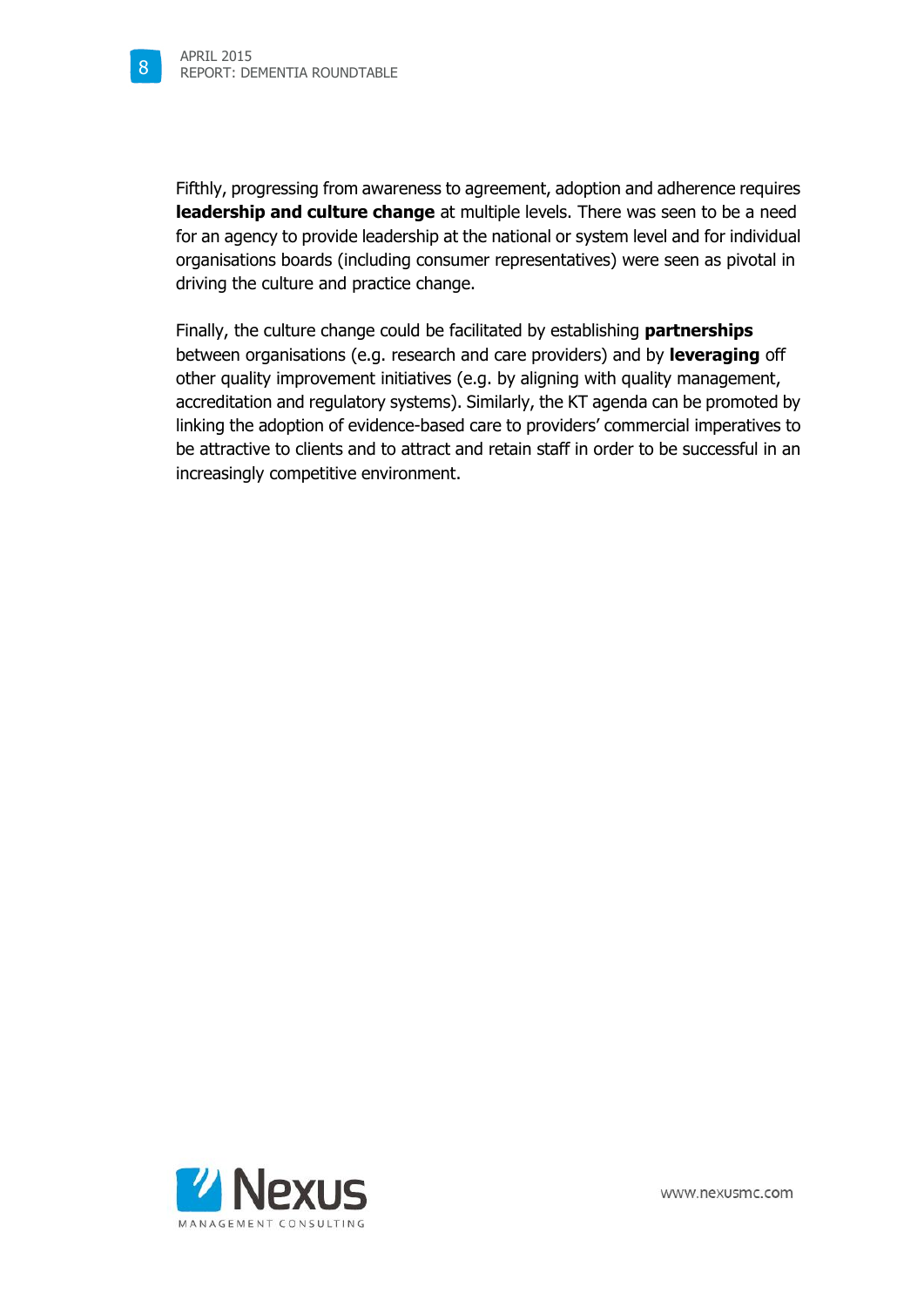Fifthly, progressing from awareness to agreement, adoption and adherence requires **leadership and culture change** at multiple levels. There was seen to be a need for an agency to provide leadership at the national or system level and for individual organisations boards (including consumer representatives) were seen as pivotal in driving the culture and practice change.

Finally, the culture change could be facilitated by establishing **partnerships** between organisations (e.g. research and care providers) and by **leveraging** off other quality improvement initiatives (e.g. by aligning with quality management, accreditation and regulatory systems). Similarly, the KT agenda can be promoted by linking the adoption of evidence-based care to providers' commercial imperatives to be attractive to clients and to attract and retain staff in order to be successful in an increasingly competitive environment.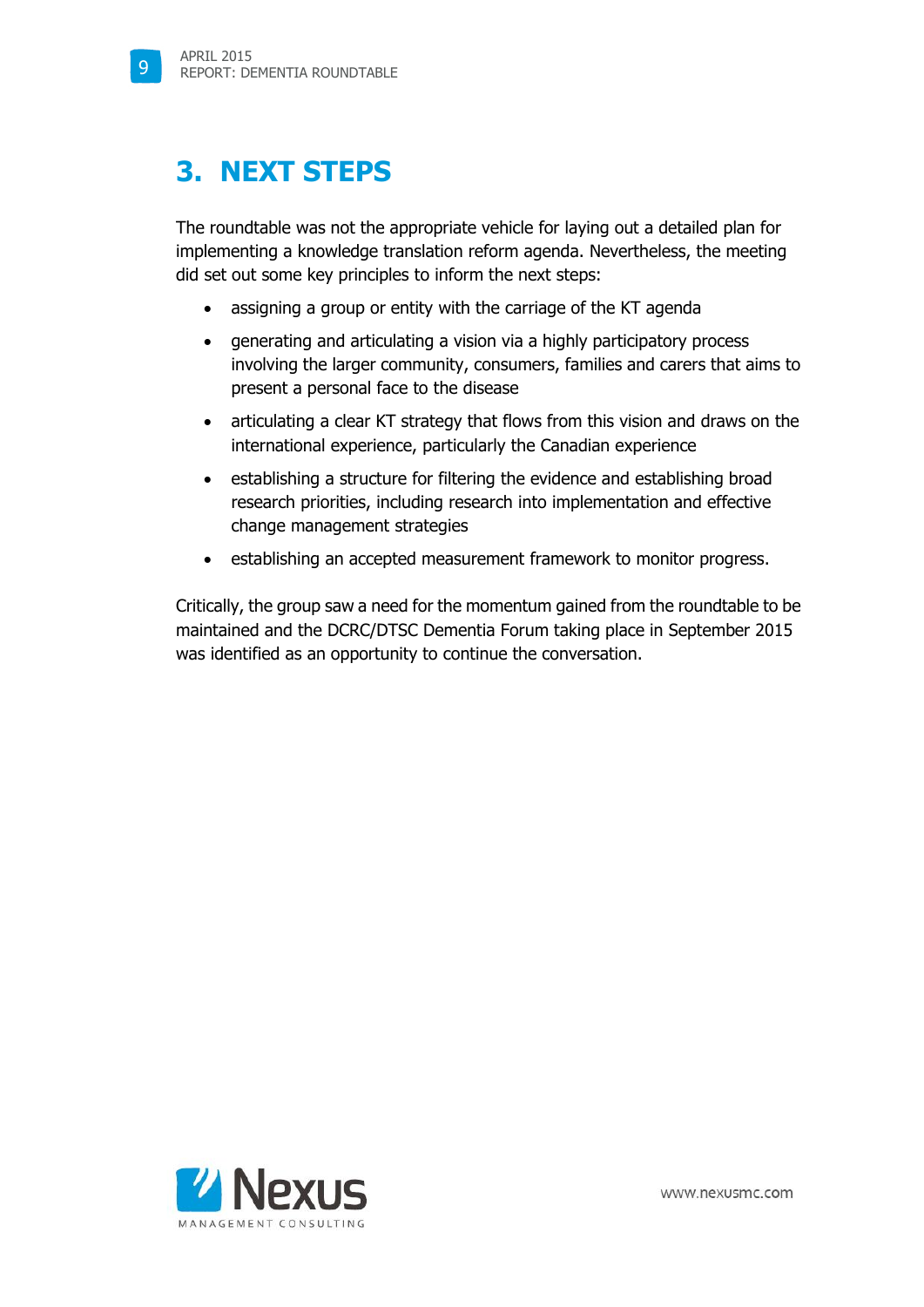# 3. NEXT STEPS

The roundtable was not the appropriate vehicle for laying out a detailed plan for implementing a knowledge translation reform agenda. Nevertheless, the meeting did set out some key principles to inform the next steps:

- assigning a group or entity with the carriage of the KT agenda
- generating and articulating a vision via a highly participatory process involving the larger community, consumers, families and carers that aims to present a personal face to the disease
- articulating a clear KT strategy that flows from this vision and draws on the international experience, particularly the Canadian experience
- establishing a structure for filtering the evidence and establishing broad research priorities, including research into implementation and effective change management strategies
- establishing an accepted measurement framework to monitor progress.

Critically, the group saw a need for the momentum gained from the roundtable to be maintained and the DCRC/DTSC Dementia Forum taking place in September 2015 was identified as an opportunity to continue the conversation.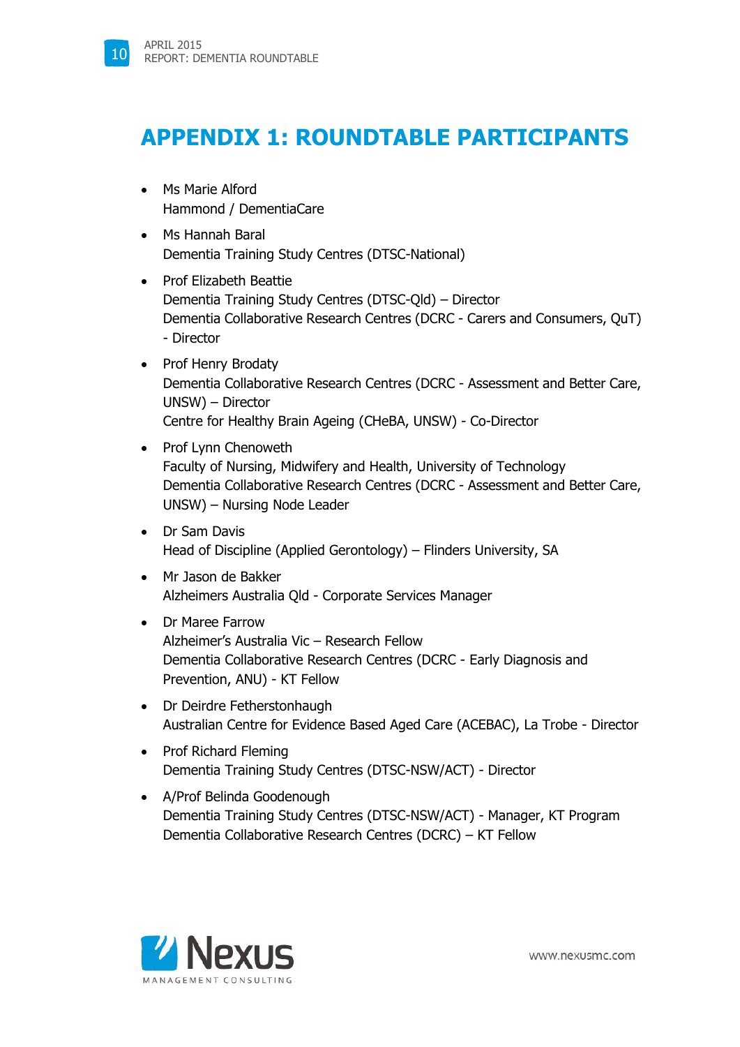# APPENDIX 1: ROUNDTABLE PARTICIPANTS

- Ms Marie Alford
  Hammond / DementiaCare
- Ms Hannah Baral
  Dementia Training Study Centres (DTSC-National)
- Prof Elizabeth Beattie
  Dementia Training Study Centres (DTSC-Qld) – Director
  Dementia Collaborative Research Centres (DCRC - Carers and Consumers, QuT) - Director
- Prof Henry Brodaty
  Dementia Collaborative Research Centres (DCRC - Assessment and Better Care, UNSW) – Director
  Centre for Healthy Brain Ageing (CHeBA, UNSW) - Co-Director
- Prof Lynn Chenoweth
  Faculty of Nursing, Midwifery and Health, University of Technology
  Dementia Collaborative Research Centres (DCRC - Assessment and Better Care, UNSW) – Nursing Node Leader
- Dr Sam Davis
  Head of Discipline (Applied Gerontology) – Flinders University, SA
- Mr Jason de Bakker
  Alzheimers Australia Qld - Corporate Services Manager
- Dr Maree Farrow
  Alzheimer's Australia Vic – Research Fellow
  Dementia Collaborative Research Centres (DCRC - Early Diagnosis and Prevention, ANU) - KT Fellow
- Dr Deirdre Fetherstonhaugh
  Australian Centre for Evidence Based Aged Care (ACEBAC), La Trobe - Director
- Prof Richard Fleming
  Dementia Training Study Centres (DTSC-NSW/ACT) - Director
- A/Prof Belinda Goodenough
  Dementia Training Study Centres (DTSC-NSW/ACT) - Manager, KT Program
  Dementia Collaborative Research Centres (DCRC) – KT Fellow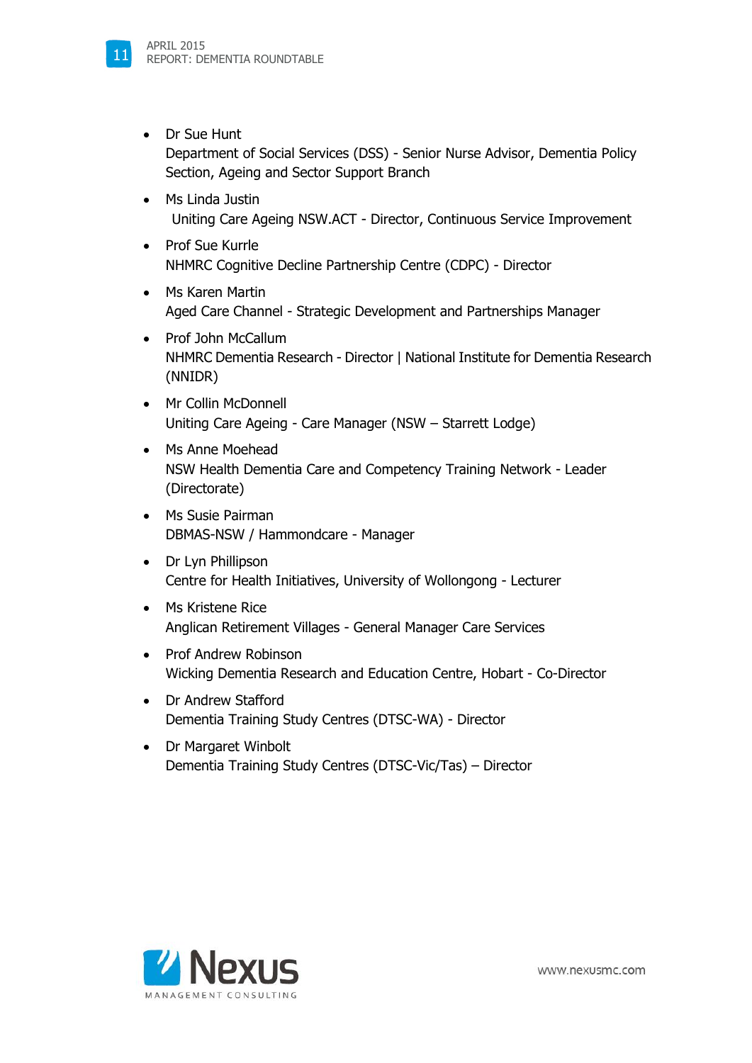- Dr Sue Hunt
  Department of Social Services (DSS) - Senior Nurse Advisor, Dementia Policy Section, Ageing and Sector Support Branch
- Ms Linda Justin
  Uniting Care Ageing NSW.ACT - Director, Continuous Service Improvement
- Prof Sue Kurrle
  NHMRC Cognitive Decline Partnership Centre (CDPC) - Director
- Ms Karen Martin
  Aged Care Channel - Strategic Development and Partnerships Manager
- Prof John McCallum
  NHMRC Dementia Research - Director | National Institute for Dementia Research (NNIDR)
- Mr Collin McDonnell
  Uniting Care Ageing - Care Manager (NSW – Starrett Lodge)
- Ms Anne Moehead
  NSW Health Dementia Care and Competency Training Network - Leader (Directorate)
- Ms Susie Pairman
  DBMAS-NSW / Hammondcare - Manager
- Dr Lyn Phillipson
  Centre for Health Initiatives, University of Wollongong - Lecturer
- Ms Kristene Rice
  Anglican Retirement Villages - General Manager Care Services
- Prof Andrew Robinson
  Wicking Dementia Research and Education Centre, Hobart - Co-Director
- Dr Andrew Stafford
  Dementia Training Study Centres (DTSC-WA) - Director
- Dr Margaret Winbolt
  Dementia Training Study Centres (DTSC-Vic/Tas) – Director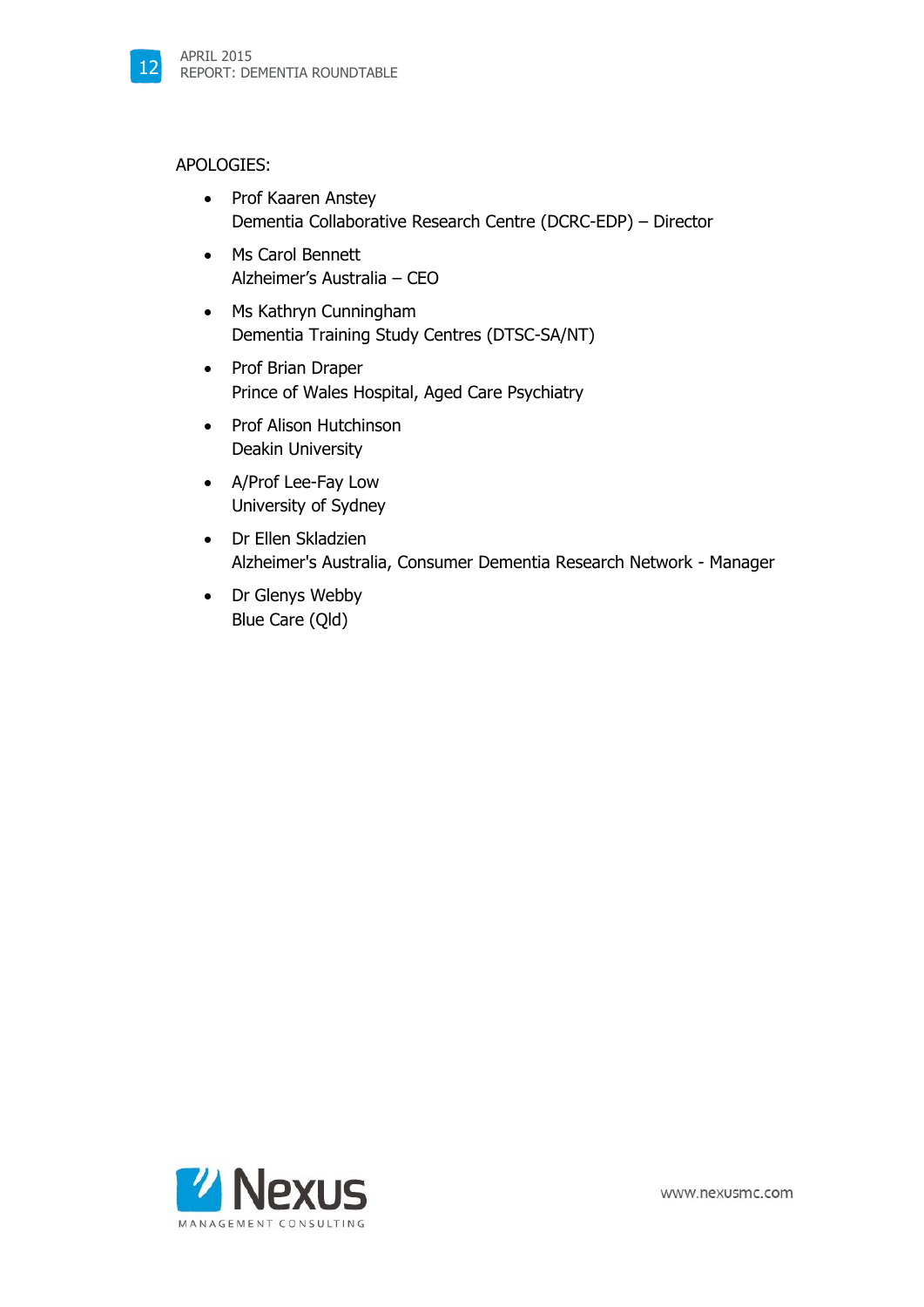APOLOGIES:

- Prof Kaaren Anstey
  Dementia Collaborative Research Centre (DCRC-EDP) – Director
- Ms Carol Bennett
  Alzheimer's Australia – CEO
- Ms Kathryn Cunningham
  Dementia Training Study Centres (DTSC-SA/NT)
- Prof Brian Draper
  Prince of Wales Hospital, Aged Care Psychiatry
- Prof Alison Hutchinson
  Deakin University
- A/Prof Lee-Fay Low
  University of Sydney
- Dr Ellen Skladzien
  Alzheimer's Australia, Consumer Dementia Research Network - Manager
- Dr Glenys Webby
  Blue Care (Qld)